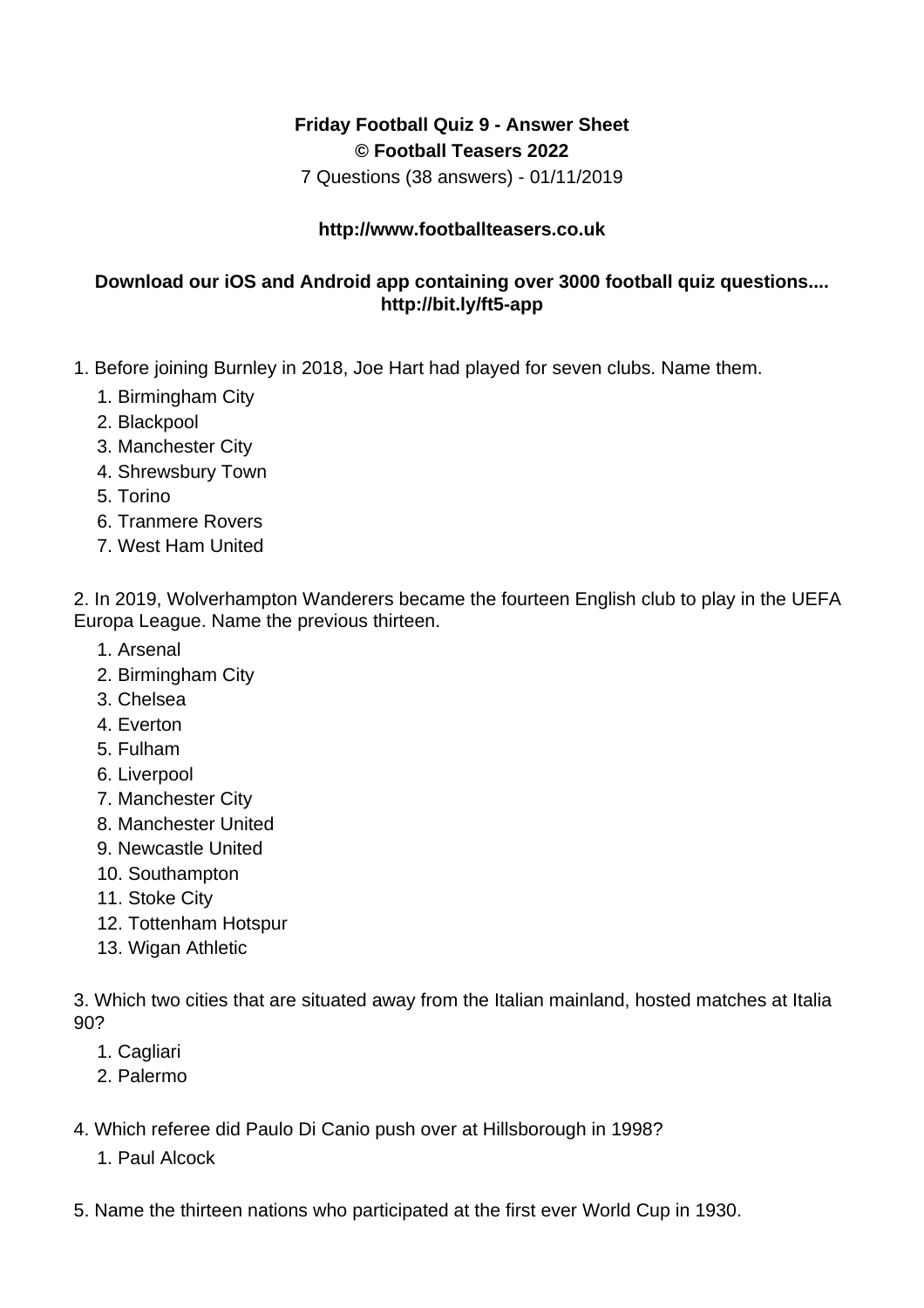**Friday Football Quiz 9 - Answer Sheet**
**© Football Teasers 2022**
7 Questions (38 answers) - 01/11/2019

**http://www.footballteasers.co.uk**

**Download our iOS and Android app containing over 3000 football quiz questions.... http://bit.ly/ft5-app**

1. Before joining Burnley in 2018, Joe Hart had played for seven clubs. Name them.
   1. Birmingham City
   2. Blackpool
   3. Manchester City
   4. Shrewsbury Town
   5. Torino
   6. Tranmere Rovers
   7. West Ham United

2. In 2019, Wolverhampton Wanderers became the fourteen English club to play in the UEFA Europa League. Name the previous thirteen.
   1. Arsenal
   2. Birmingham City
   3. Chelsea
   4. Everton
   5. Fulham
   6. Liverpool
   7. Manchester City
   8. Manchester United
   9. Newcastle United
   10. Southampton
   11. Stoke City
   12. Tottenham Hotspur
   13. Wigan Athletic

3. Which two cities that are situated away from the Italian mainland, hosted matches at Italia 90?
   1. Cagliari
   2. Palermo

4. Which referee did Paulo Di Canio push over at Hillsborough in 1998?
   1. Paul Alcock

5. Name the thirteen nations who participated at the first ever World Cup in 1930.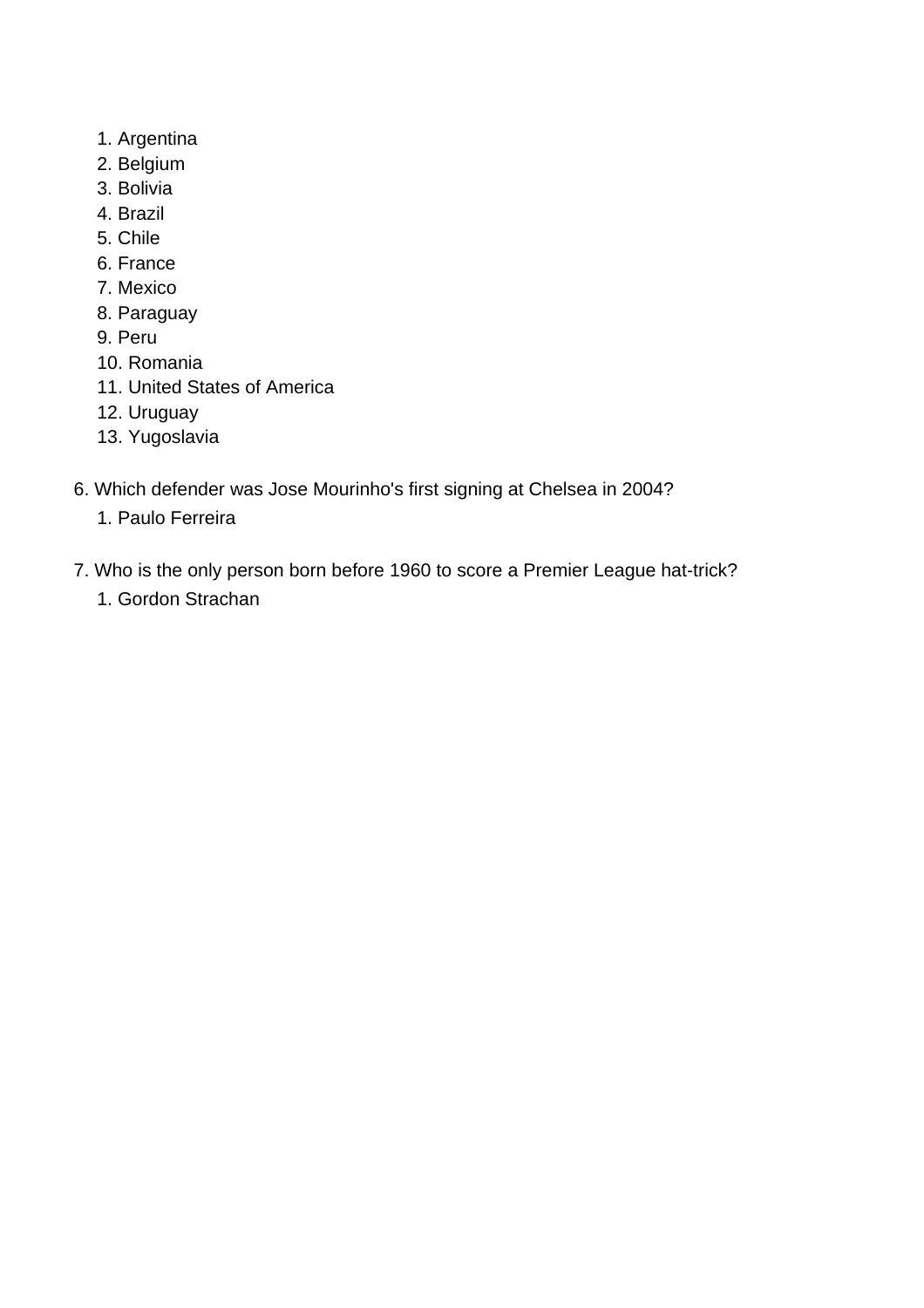1. Argentina
2. Belgium
3. Bolivia
4. Brazil
5. Chile
6. France
7. Mexico
8. Paraguay
9. Peru
10. Romania
11. United States of America
12. Uruguay
13. Yugoslavia

6. Which defender was Jose Mourinho's first signing at Chelsea in 2004?
    1. Paulo Ferreira

7. Who is the only person born before 1960 to score a Premier League hat-trick?
    1. Gordon Strachan